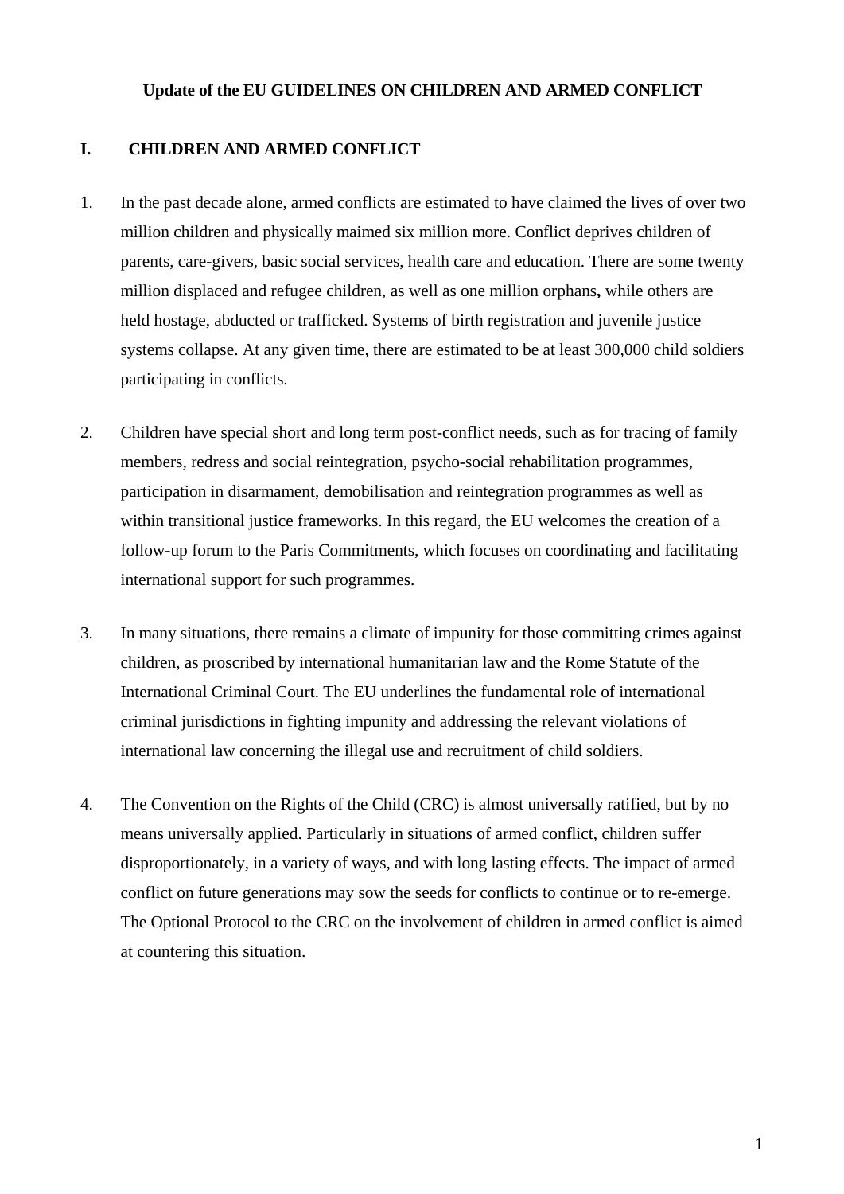# Update of the EU GUIDELINES ON CHILDREN AND ARMED CONFLICT

## I. CHILDREN AND ARMED CONFLICT

1. In the past decade alone, armed conflicts are estimated to have claimed the lives of over two million children and physically maimed six million more. Conflict deprives children of parents, care-givers, basic social services, health care and education. There are some twenty million displaced and refugee children, as well as one million orphans**,** while others are held hostage, abducted or trafficked. Systems of birth registration and juvenile justice systems collapse. At any given time, there are estimated to be at least 300,000 child soldiers participating in conflicts.

2. Children have special short and long term post-conflict needs, such as for tracing of family members, redress and social reintegration, psycho-social rehabilitation programmes, participation in disarmament, demobilisation and reintegration programmes as well as within transitional justice frameworks. In this regard, the EU welcomes the creation of a follow-up forum to the Paris Commitments, which focuses on coordinating and facilitating international support for such programmes.

3. In many situations, there remains a climate of impunity for those committing crimes against children, as proscribed by international humanitarian law and the Rome Statute of the International Criminal Court. The EU underlines the fundamental role of international criminal jurisdictions in fighting impunity and addressing the relevant violations of international law concerning the illegal use and recruitment of child soldiers.

4. The Convention on the Rights of the Child (CRC) is almost universally ratified, but by no means universally applied. Particularly in situations of armed conflict, children suffer disproportionately, in a variety of ways, and with long lasting effects. The impact of armed conflict on future generations may sow the seeds for conflicts to continue or to re-emerge. The Optional Protocol to the CRC on the involvement of children in armed conflict is aimed at countering this situation.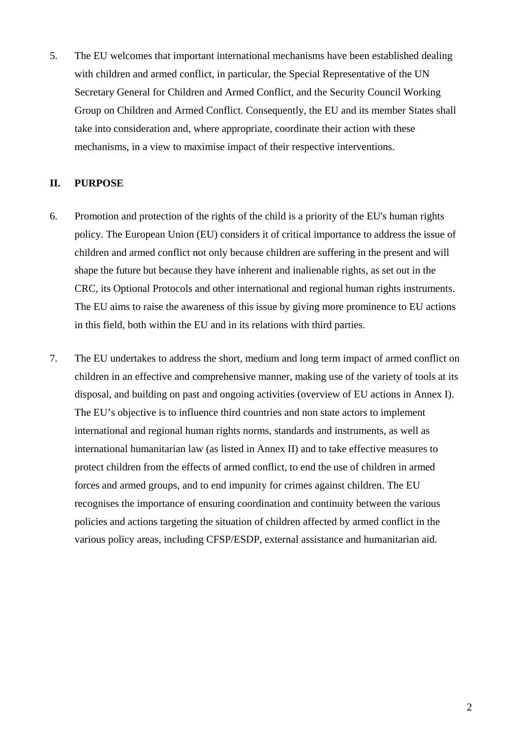5. The EU welcomes that important international mechanisms have been established dealing with children and armed conflict, in particular, the Special Representative of the UN Secretary General for Children and Armed Conflict, and the Security Council Working Group on Children and Armed Conflict. Consequently, the EU and its member States shall take into consideration and, where appropriate, coordinate their action with these mechanisms, in a view to maximise impact of their respective interventions.

## II. PURPOSE

6. Promotion and protection of the rights of the child is a priority of the EU's human rights policy. The European Union (EU) considers it of critical importance to address the issue of children and armed conflict not only because children are suffering in the present and will shape the future but because they have inherent and inalienable rights, as set out in the CRC, its Optional Protocols and other international and regional human rights instruments. The EU aims to raise the awareness of this issue by giving more prominence to EU actions in this field, both within the EU and in its relations with third parties.

7. The EU undertakes to address the short, medium and long term impact of armed conflict on children in an effective and comprehensive manner, making use of the variety of tools at its disposal, and building on past and ongoing activities (overview of EU actions in Annex I). The EU's objective is to influence third countries and non state actors to implement international and regional human rights norms, standards and instruments, as well as international humanitarian law (as listed in Annex II) and to take effective measures to protect children from the effects of armed conflict, to end the use of children in armed forces and armed groups, and to end impunity for crimes against children. The EU recognises the importance of ensuring coordination and continuity between the various policies and actions targeting the situation of children affected by armed conflict in the various policy areas, including CFSP/ESDP, external assistance and humanitarian aid.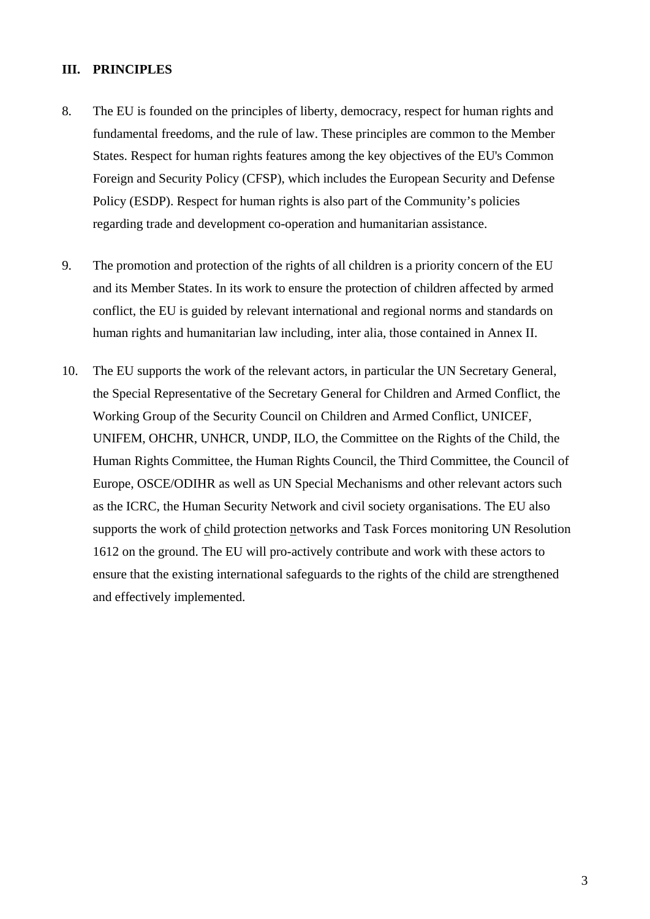## III. PRINCIPLES

8. The EU is founded on the principles of liberty, democracy, respect for human rights and fundamental freedoms, and the rule of law. These principles are common to the Member States. Respect for human rights features among the key objectives of the EU's Common Foreign and Security Policy (CFSP), which includes the European Security and Defense Policy (ESDP). Respect for human rights is also part of the Community's policies regarding trade and development co-operation and humanitarian assistance.

9. The promotion and protection of the rights of all children is a priority concern of the EU and its Member States. In its work to ensure the protection of children affected by armed conflict, the EU is guided by relevant international and regional norms and standards on human rights and humanitarian law including, inter alia, those contained in Annex II.

10. The EU supports the work of the relevant actors, in particular the UN Secretary General, the Special Representative of the Secretary General for Children and Armed Conflict, the Working Group of the Security Council on Children and Armed Conflict, UNICEF, UNIFEM, OHCHR, UNHCR, UNDP, ILO, the Committee on the Rights of the Child, the Human Rights Committee, the Human Rights Council, the Third Committee, the Council of Europe, OSCE/ODIHR as well as UN Special Mechanisms and other relevant actors such as the ICRC, the Human Security Network and civil society organisations. The EU also supports the work of child protection networks and Task Forces monitoring UN Resolution 1612 on the ground. The EU will pro-actively contribute and work with these actors to ensure that the existing international safeguards to the rights of the child are strengthened and effectively implemented.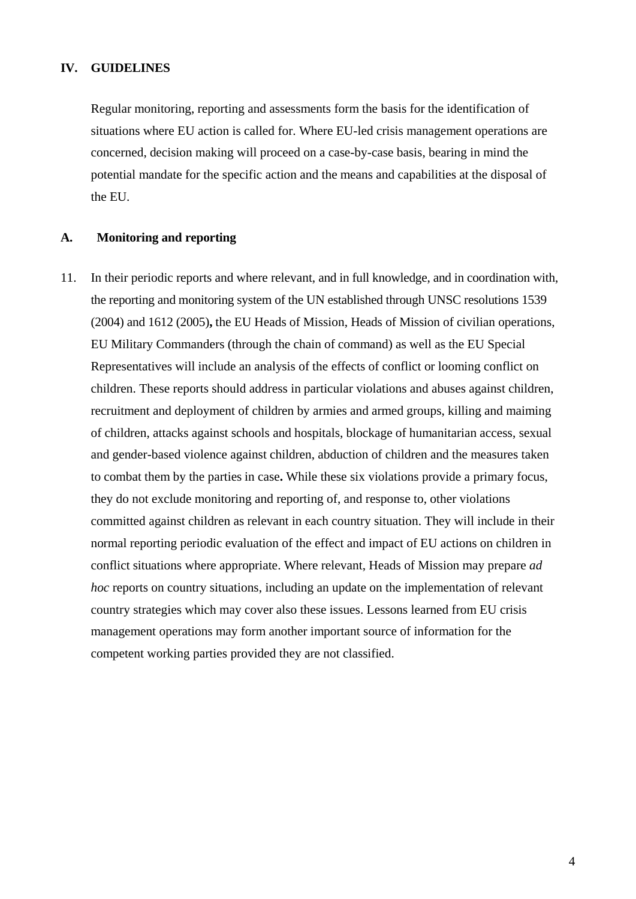## IV. GUIDELINES

Regular monitoring, reporting and assessments form the basis for the identification of situations where EU action is called for. Where EU-led crisis management operations are concerned, decision making will proceed on a case-by-case basis, bearing in mind the potential mandate for the specific action and the means and capabilities at the disposal of the EU.

### A. Monitoring and reporting

11. In their periodic reports and where relevant, and in full knowledge, and in coordination with, the reporting and monitoring system of the UN established through UNSC resolutions 1539 (2004) and 1612 (2005)**,** the EU Heads of Mission, Heads of Mission of civilian operations, EU Military Commanders (through the chain of command) as well as the EU Special Representatives will include an analysis of the effects of conflict or looming conflict on children. These reports should address in particular violations and abuses against children, recruitment and deployment of children by armies and armed groups, killing and maiming of children, attacks against schools and hospitals, blockage of humanitarian access, sexual and gender-based violence against children, abduction of children and the measures taken to combat them by the parties in case**.** While these six violations provide a primary focus, they do not exclude monitoring and reporting of, and response to, other violations committed against children as relevant in each country situation. They will include in their normal reporting periodic evaluation of the effect and impact of EU actions on children in conflict situations where appropriate. Where relevant, Heads of Mission may prepare *ad hoc* reports on country situations, including an update on the implementation of relevant country strategies which may cover also these issues. Lessons learned from EU crisis management operations may form another important source of information for the competent working parties provided they are not classified.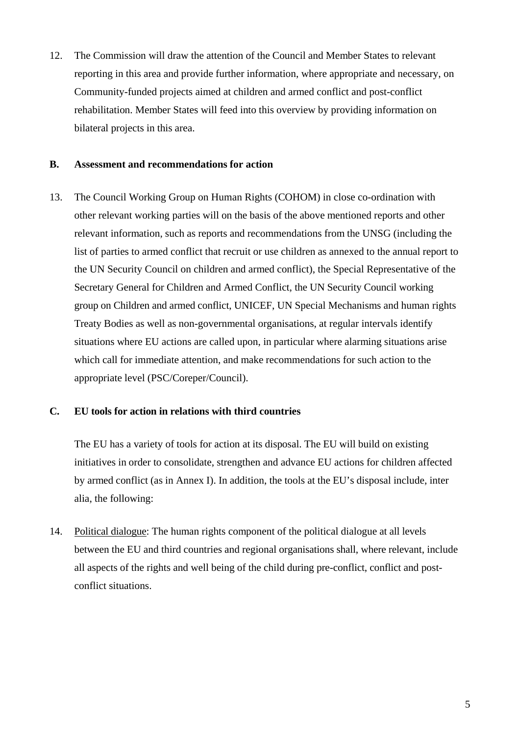12. The Commission will draw the attention of the Council and Member States to relevant reporting in this area and provide further information, where appropriate and necessary, on Community-funded projects aimed at children and armed conflict and post-conflict rehabilitation. Member States will feed into this overview by providing information on bilateral projects in this area.

### B. Assessment and recommendations for action

13. The Council Working Group on Human Rights (COHOM) in close co-ordination with other relevant working parties will on the basis of the above mentioned reports and other relevant information, such as reports and recommendations from the UNSG (including the list of parties to armed conflict that recruit or use children as annexed to the annual report to the UN Security Council on children and armed conflict), the Special Representative of the Secretary General for Children and Armed Conflict, the UN Security Council working group on Children and armed conflict, UNICEF, UN Special Mechanisms and human rights Treaty Bodies as well as non-governmental organisations, at regular intervals identify situations where EU actions are called upon, in particular where alarming situations arise which call for immediate attention, and make recommendations for such action to the appropriate level (PSC/Coreper/Council).

### C. EU tools for action in relations with third countries

The EU has a variety of tools for action at its disposal. The EU will build on existing initiatives in order to consolidate, strengthen and advance EU actions for children affected by armed conflict (as in Annex I). In addition, the tools at the EU's disposal include, inter alia, the following:

14. Political dialogue: The human rights component of the political dialogue at all levels between the EU and third countries and regional organisations shall, where relevant, include all aspects of the rights and well being of the child during pre-conflict, conflict and post-conflict situations.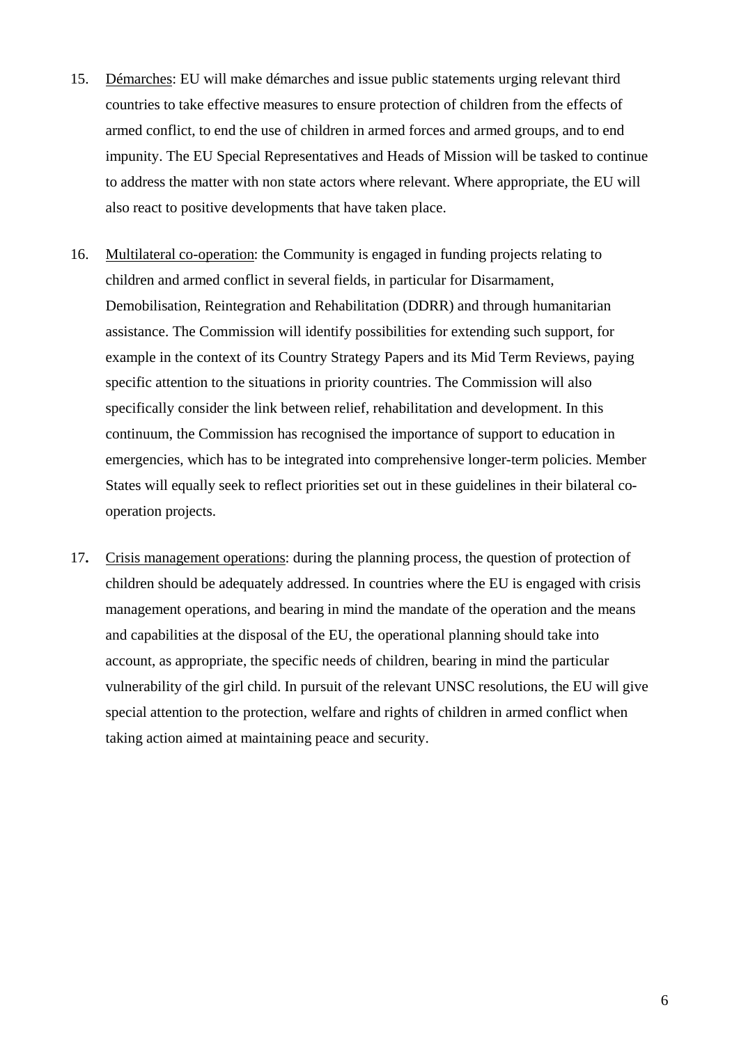15. Démarches: EU will make démarches and issue public statements urging relevant third countries to take effective measures to ensure protection of children from the effects of armed conflict, to end the use of children in armed forces and armed groups, and to end impunity. The EU Special Representatives and Heads of Mission will be tasked to continue to address the matter with non state actors where relevant. Where appropriate, the EU will also react to positive developments that have taken place.

16. Multilateral co-operation: the Community is engaged in funding projects relating to children and armed conflict in several fields, in particular for Disarmament, Demobilisation, Reintegration and Rehabilitation (DDRR) and through humanitarian assistance. The Commission will identify possibilities for extending such support, for example in the context of its Country Strategy Papers and its Mid Term Reviews, paying specific attention to the situations in priority countries. The Commission will also specifically consider the link between relief, rehabilitation and development. In this continuum, the Commission has recognised the importance of support to education in emergencies, which has to be integrated into comprehensive longer-term policies. Member States will equally seek to reflect priorities set out in these guidelines in their bilateral co-operation projects.

17. Crisis management operations: during the planning process, the question of protection of children should be adequately addressed. In countries where the EU is engaged with crisis management operations, and bearing in mind the mandate of the operation and the means and capabilities at the disposal of the EU, the operational planning should take into account, as appropriate, the specific needs of children, bearing in mind the particular vulnerability of the girl child. In pursuit of the relevant UNSC resolutions, the EU will give special attention to the protection, welfare and rights of children in armed conflict when taking action aimed at maintaining peace and security.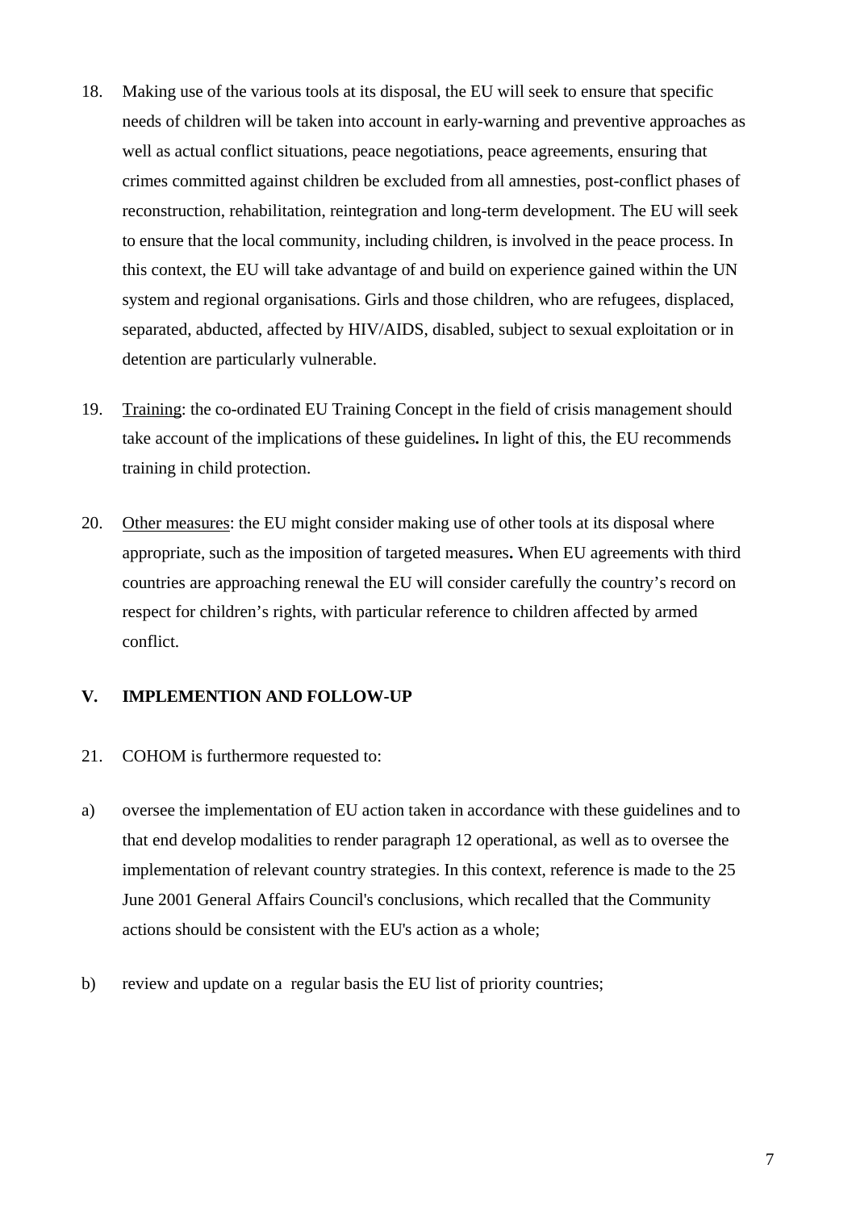18. Making use of the various tools at its disposal, the EU will seek to ensure that specific needs of children will be taken into account in early-warning and preventive approaches as well as actual conflict situations, peace negotiations, peace agreements, ensuring that crimes committed against children be excluded from all amnesties, post-conflict phases of reconstruction, rehabilitation, reintegration and long-term development. The EU will seek to ensure that the local community, including children, is involved in the peace process. In this context, the EU will take advantage of and build on experience gained within the UN system and regional organisations. Girls and those children, who are refugees, displaced, separated, abducted, affected by HIV/AIDS, disabled, subject to sexual exploitation or in detention are particularly vulnerable.

19. <u>Training</u>: the co-ordinated EU Training Concept in the field of crisis management should take account of the implications of these guidelines**.** In light of this, the EU recommends training in child protection.

20. <u>Other measures</u>: the EU might consider making use of other tools at its disposal where appropriate, such as the imposition of targeted measures**.** When EU agreements with third countries are approaching renewal the EU will consider carefully the country's record on respect for children's rights, with particular reference to children affected by armed conflict.

## V. IMPLEMENTION AND FOLLOW-UP

21. COHOM is furthermore requested to:

a) oversee the implementation of EU action taken in accordance with these guidelines and to that end develop modalities to render paragraph 12 operational, as well as to oversee the implementation of relevant country strategies. In this context, reference is made to the 25 June 2001 General Affairs Council's conclusions, which recalled that the Community actions should be consistent with the EU's action as a whole;

b) review and update on a regular basis the EU list of priority countries;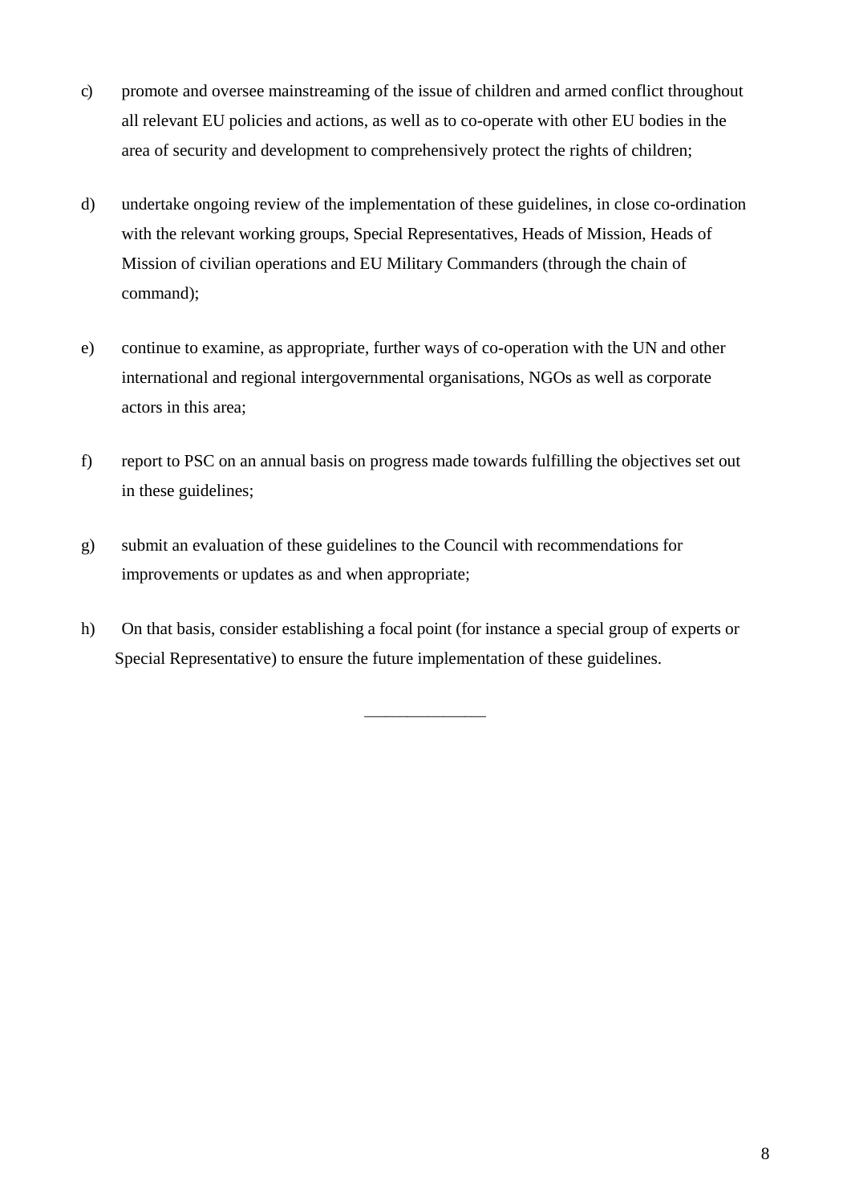c) promote and oversee mainstreaming of the issue of children and armed conflict throughout all relevant EU policies and actions, as well as to co-operate with other EU bodies in the area of security and development to comprehensively protect the rights of children;

d) undertake ongoing review of the implementation of these guidelines, in close co-ordination with the relevant working groups, Special Representatives, Heads of Mission, Heads of Mission of civilian operations and EU Military Commanders (through the chain of command);

e) continue to examine, as appropriate, further ways of co-operation with the UN and other international and regional intergovernmental organisations, NGOs as well as corporate actors in this area;

f) report to PSC on an annual basis on progress made towards fulfilling the objectives set out in these guidelines;

g) submit an evaluation of these guidelines to the Council with recommendations for improvements or updates as and when appropriate;

h) On that basis, consider establishing a focal point (for instance a special group of experts or Special Representative) to ensure the future implementation of these guidelines.

______________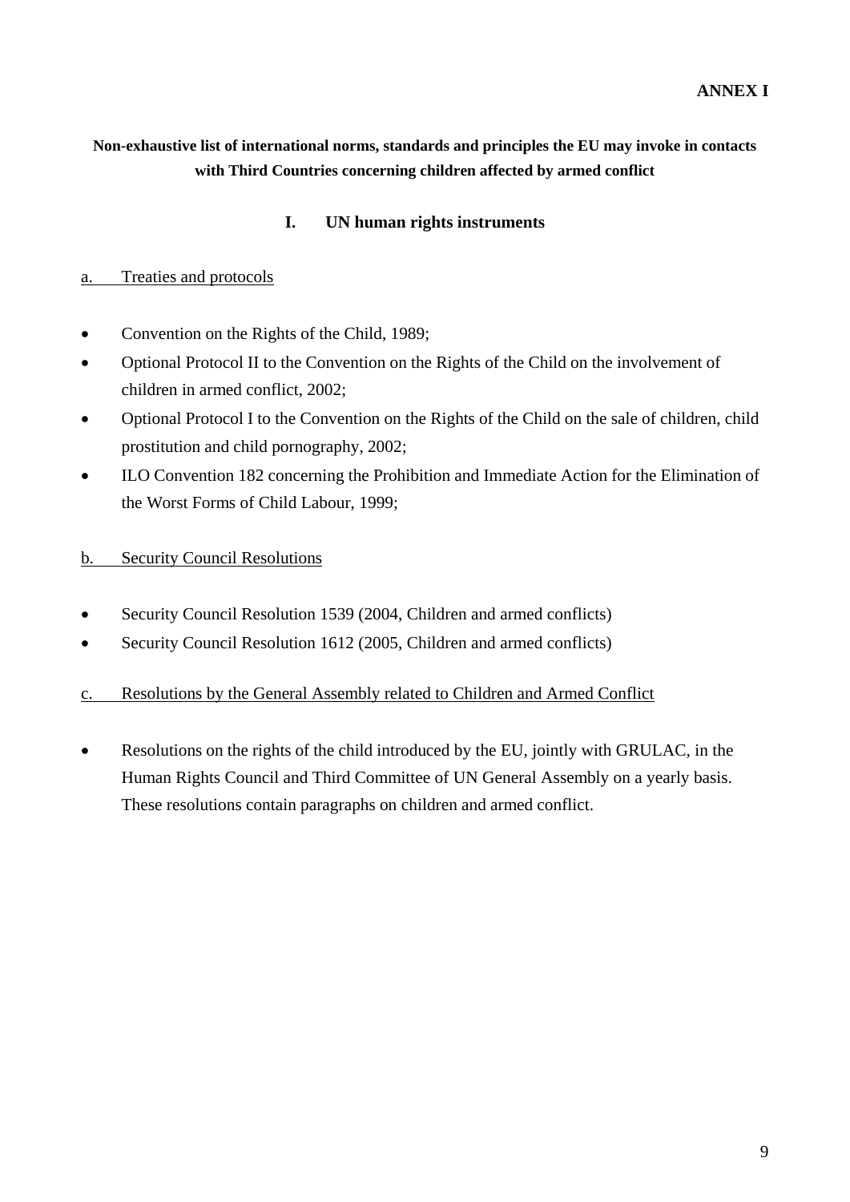**ANNEX I**

**Non-exhaustive list of international norms, standards and principles the EU may invoke in contacts with Third Countries concerning children affected by armed conflict**

## I. UN human rights instruments

a. Treaties and protocols

- Convention on the Rights of the Child, 1989;
- Optional Protocol II to the Convention on the Rights of the Child on the involvement of children in armed conflict, 2002;
- Optional Protocol I to the Convention on the Rights of the Child on the sale of children, child prostitution and child pornography, 2002;
- ILO Convention 182 concerning the Prohibition and Immediate Action for the Elimination of the Worst Forms of Child Labour, 1999;

b. Security Council Resolutions

- Security Council Resolution 1539 (2004, Children and armed conflicts)
- Security Council Resolution 1612 (2005, Children and armed conflicts)

c. Resolutions by the General Assembly related to Children and Armed Conflict

- Resolutions on the rights of the child introduced by the EU, jointly with GRULAC, in the Human Rights Council and Third Committee of UN General Assembly on a yearly basis. These resolutions contain paragraphs on children and armed conflict.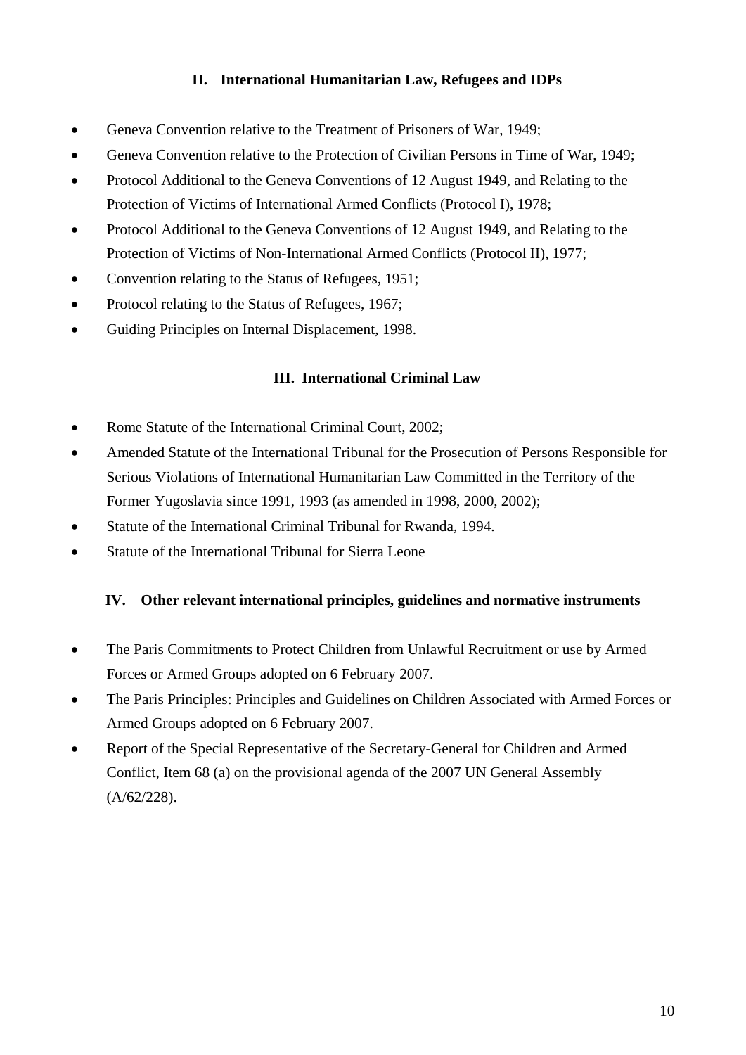## II. International Humanitarian Law, Refugees and IDPs

- Geneva Convention relative to the Treatment of Prisoners of War, 1949;
- Geneva Convention relative to the Protection of Civilian Persons in Time of War, 1949;
- Protocol Additional to the Geneva Conventions of 12 August 1949, and Relating to the Protection of Victims of International Armed Conflicts (Protocol I), 1978;
- Protocol Additional to the Geneva Conventions of 12 August 1949, and Relating to the Protection of Victims of Non-International Armed Conflicts (Protocol II), 1977;
- Convention relating to the Status of Refugees, 1951;
- Protocol relating to the Status of Refugees, 1967;
- Guiding Principles on Internal Displacement, 1998.

## III. International Criminal Law

- Rome Statute of the International Criminal Court, 2002;
- Amended Statute of the International Tribunal for the Prosecution of Persons Responsible for Serious Violations of International Humanitarian Law Committed in the Territory of the Former Yugoslavia since 1991, 1993 (as amended in 1998, 2000, 2002);
- Statute of the International Criminal Tribunal for Rwanda, 1994.
- Statute of the International Tribunal for Sierra Leone

## IV. Other relevant international principles, guidelines and normative instruments

- The Paris Commitments to Protect Children from Unlawful Recruitment or use by Armed Forces or Armed Groups adopted on 6 February 2007.
- The Paris Principles: Principles and Guidelines on Children Associated with Armed Forces or Armed Groups adopted on 6 February 2007.
- Report of the Special Representative of the Secretary-General for Children and Armed Conflict, Item 68 (a) on the provisional agenda of the 2007 UN General Assembly (A/62/228).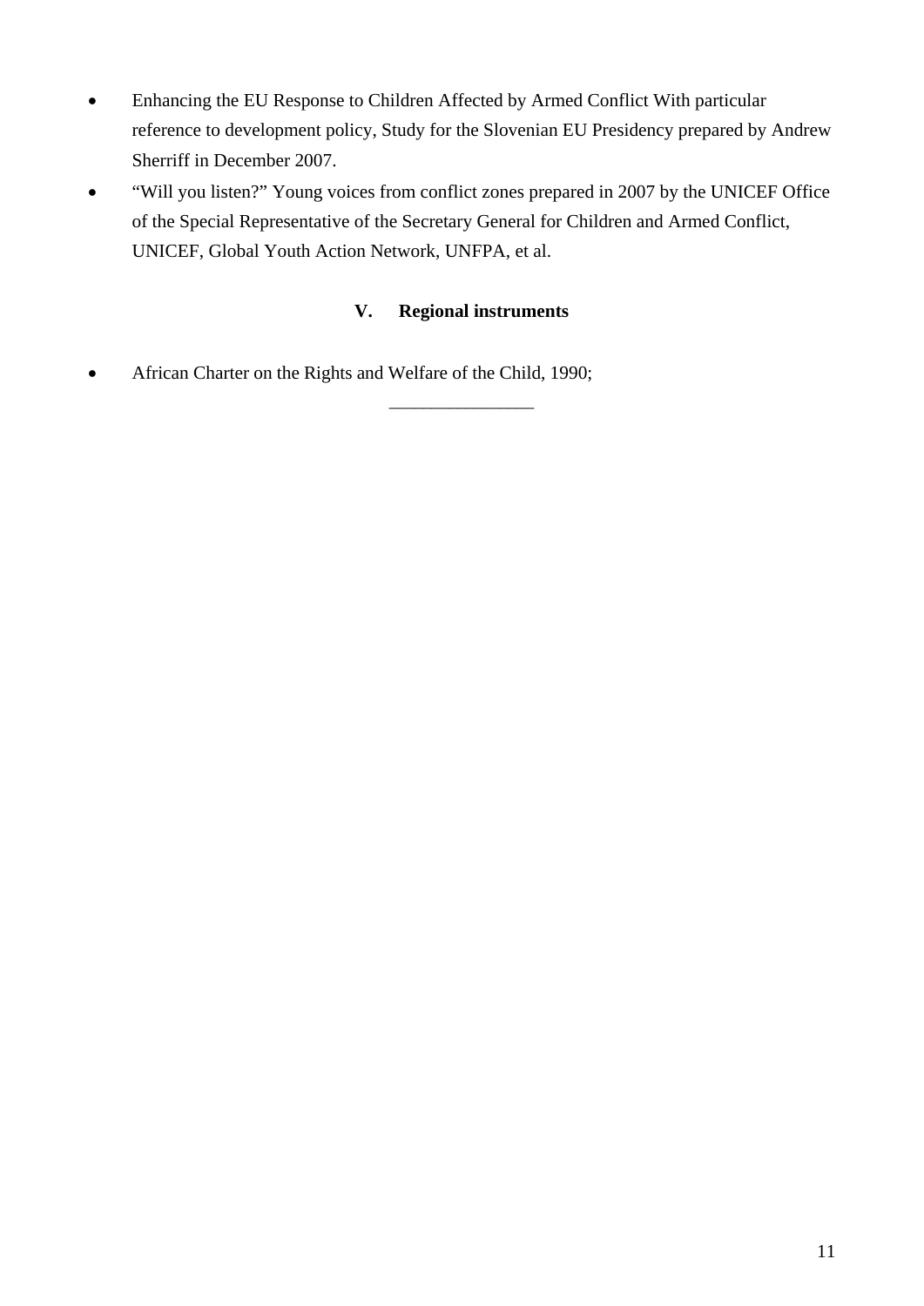- Enhancing the EU Response to Children Affected by Armed Conflict With particular reference to development policy, Study for the Slovenian EU Presidency prepared by Andrew Sherriff in December 2007.
- “Will you listen?” Young voices from conflict zones prepared in 2007 by the UNICEF Office of the Special Representative of the Secretary General for Children and Armed Conflict, UNICEF, Global Youth Action Network, UNFPA, et al.

## V. Regional instruments

- African Charter on the Rights and Welfare of the Child, 1990;

________________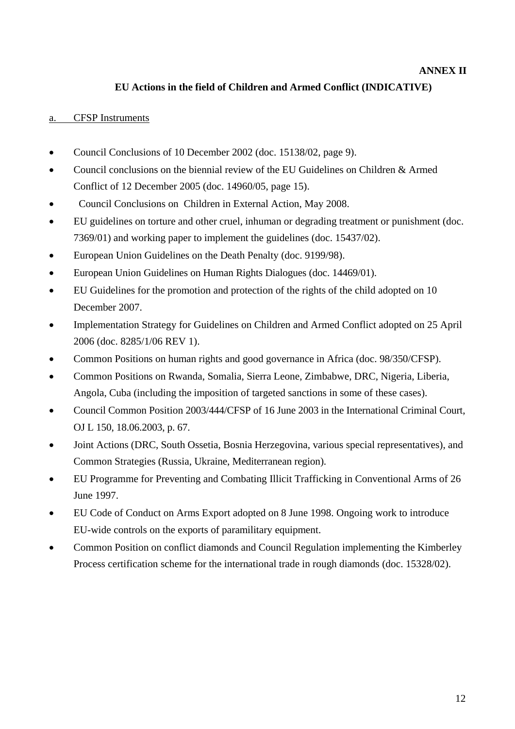**ANNEX II**

## EU Actions in the field of Children and Armed Conflict (INDICATIVE)

a. CFSP Instruments

- Council Conclusions of 10 December 2002 (doc. 15138/02, page 9).
- Council conclusions on the biennial review of the EU Guidelines on Children & Armed Conflict of 12 December 2005 (doc. 14960/05, page 15).
- Council Conclusions on Children in External Action, May 2008.
- EU guidelines on torture and other cruel, inhuman or degrading treatment or punishment (doc. 7369/01) and working paper to implement the guidelines (doc. 15437/02).
- European Union Guidelines on the Death Penalty (doc. 9199/98).
- European Union Guidelines on Human Rights Dialogues (doc. 14469/01).
- EU Guidelines for the promotion and protection of the rights of the child adopted on 10 December 2007.
- Implementation Strategy for Guidelines on Children and Armed Conflict adopted on 25 April 2006 (doc. 8285/1/06 REV 1).
- Common Positions on human rights and good governance in Africa (doc. 98/350/CFSP).
- Common Positions on Rwanda, Somalia, Sierra Leone, Zimbabwe, DRC, Nigeria, Liberia, Angola, Cuba (including the imposition of targeted sanctions in some of these cases).
- Council Common Position 2003/444/CFSP of 16 June 2003 in the International Criminal Court, OJ L 150, 18.06.2003, p. 67.
- Joint Actions (DRC, South Ossetia, Bosnia Herzegovina, various special representatives), and Common Strategies (Russia, Ukraine, Mediterranean region).
- EU Programme for Preventing and Combating Illicit Trafficking in Conventional Arms of 26 June 1997.
- EU Code of Conduct on Arms Export adopted on 8 June 1998. Ongoing work to introduce EU-wide controls on the exports of paramilitary equipment.
- Common Position on conflict diamonds and Council Regulation implementing the Kimberley Process certification scheme for the international trade in rough diamonds (doc. 15328/02).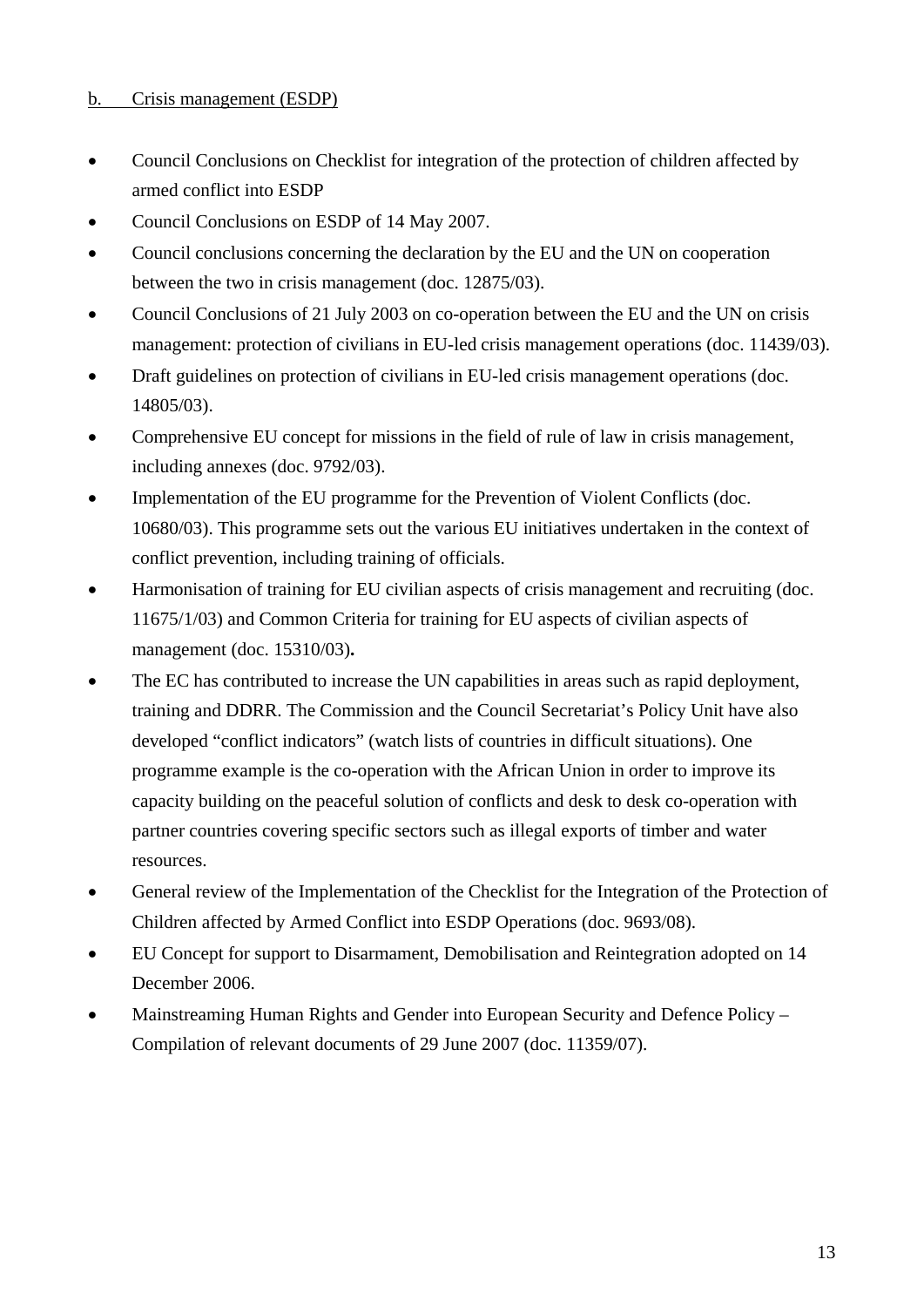b. Crisis management (ESDP)

- Council Conclusions on Checklist for integration of the protection of children affected by armed conflict into ESDP
- Council Conclusions on ESDP of 14 May 2007.
- Council conclusions concerning the declaration by the EU and the UN on cooperation between the two in crisis management (doc. 12875/03).
- Council Conclusions of 21 July 2003 on co-operation between the EU and the UN on crisis management: protection of civilians in EU-led crisis management operations (doc. 11439/03).
- Draft guidelines on protection of civilians in EU-led crisis management operations (doc. 14805/03).
- Comprehensive EU concept for missions in the field of rule of law in crisis management, including annexes (doc. 9792/03).
- Implementation of the EU programme for the Prevention of Violent Conflicts (doc. 10680/03). This programme sets out the various EU initiatives undertaken in the context of conflict prevention, including training of officials.
- Harmonisation of training for EU civilian aspects of crisis management and recruiting (doc. 11675/1/03) and Common Criteria for training for EU aspects of civilian aspects of management (doc. 15310/03)**.**
- The EC has contributed to increase the UN capabilities in areas such as rapid deployment, training and DDRR. The Commission and the Council Secretariat's Policy Unit have also developed "conflict indicators" (watch lists of countries in difficult situations). One programme example is the co-operation with the African Union in order to improve its capacity building on the peaceful solution of conflicts and desk to desk co-operation with partner countries covering specific sectors such as illegal exports of timber and water resources.
- General review of the Implementation of the Checklist for the Integration of the Protection of Children affected by Armed Conflict into ESDP Operations (doc. 9693/08).
- EU Concept for support to Disarmament, Demobilisation and Reintegration adopted on 14 December 2006.
- Mainstreaming Human Rights and Gender into European Security and Defence Policy – Compilation of relevant documents of 29 June 2007 (doc. 11359/07).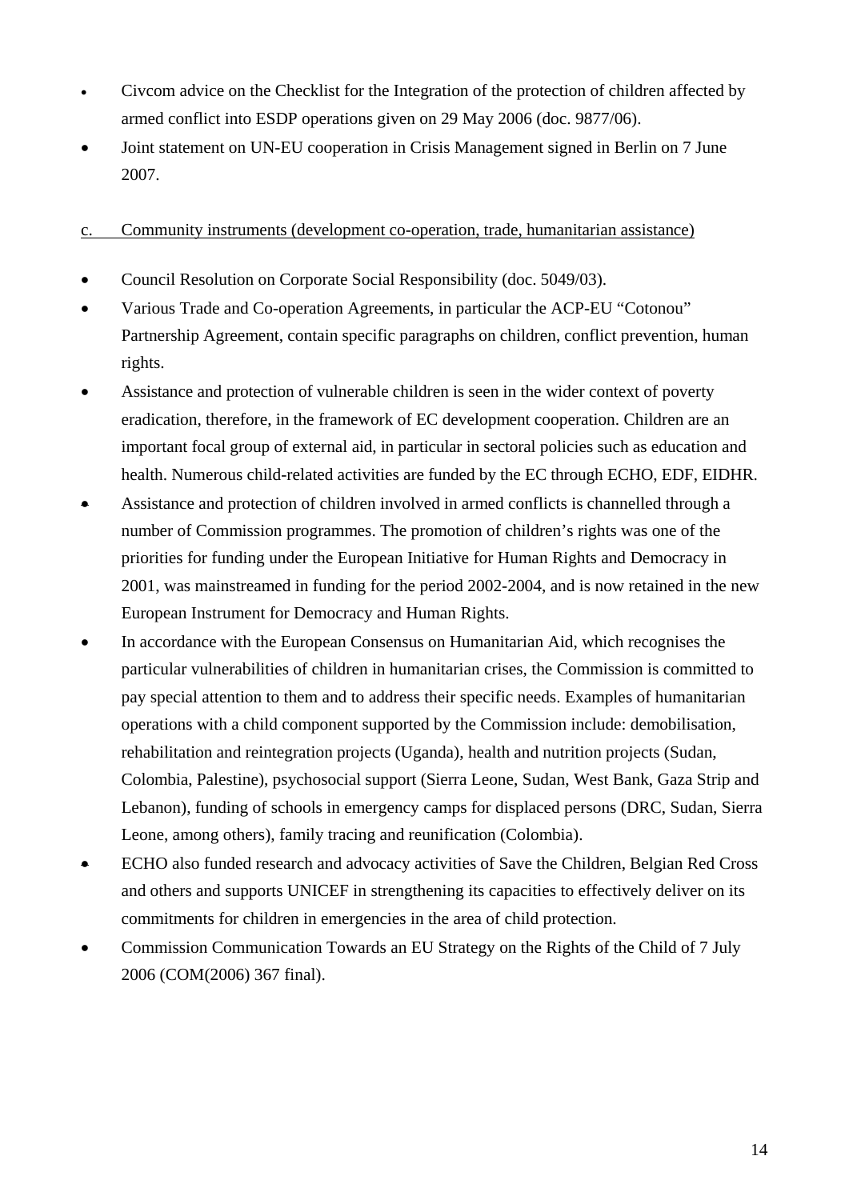- Civcom advice on the Checklist for the Integration of the protection of children affected by armed conflict into ESDP operations given on 29 May 2006 (doc. 9877/06).
- Joint statement on UN-EU cooperation in Crisis Management signed in Berlin on 7 June 2007.

c. Community instruments (development co-operation, trade, humanitarian assistance)

- Council Resolution on Corporate Social Responsibility (doc. 5049/03).
- Various Trade and Co-operation Agreements, in particular the ACP-EU "Cotonou" Partnership Agreement, contain specific paragraphs on children, conflict prevention, human rights.
- Assistance and protection of vulnerable children is seen in the wider context of poverty eradication, therefore, in the framework of EC development cooperation. Children are an important focal group of external aid, in particular in sectoral policies such as education and health. Numerous child-related activities are funded by the EC through ECHO, EDF, EIDHR.
- Assistance and protection of children involved in armed conflicts is channelled through a number of Commission programmes. The promotion of children's rights was one of the priorities for funding under the European Initiative for Human Rights and Democracy in 2001, was mainstreamed in funding for the period 2002-2004, and is now retained in the new European Instrument for Democracy and Human Rights.
- In accordance with the European Consensus on Humanitarian Aid, which recognises the particular vulnerabilities of children in humanitarian crises, the Commission is committed to pay special attention to them and to address their specific needs. Examples of humanitarian operations with a child component supported by the Commission include: demobilisation, rehabilitation and reintegration projects (Uganda), health and nutrition projects (Sudan, Colombia, Palestine), psychosocial support (Sierra Leone, Sudan, West Bank, Gaza Strip and Lebanon), funding of schools in emergency camps for displaced persons (DRC, Sudan, Sierra Leone, among others), family tracing and reunification (Colombia).
- ECHO also funded research and advocacy activities of Save the Children, Belgian Red Cross and others and supports UNICEF in strengthening its capacities to effectively deliver on its commitments for children in emergencies in the area of child protection.
- Commission Communication Towards an EU Strategy on the Rights of the Child of 7 July 2006 (COM(2006) 367 final).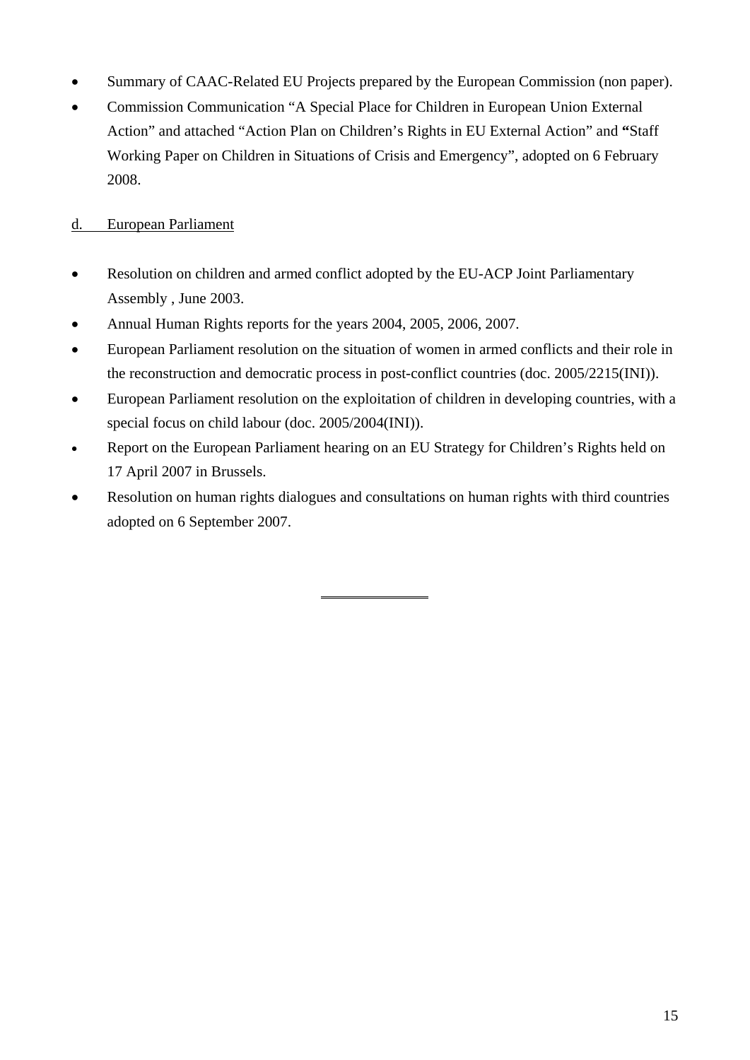- Summary of CAAC-Related EU Projects prepared by the European Commission (non paper).
- Commission Communication "A Special Place for Children in European Union External Action" and attached "Action Plan on Children's Rights in EU External Action" and **"**Staff Working Paper on Children in Situations of Crisis and Emergency", adopted on 6 February 2008.

d. European Parliament

- Resolution on children and armed conflict adopted by the EU-ACP Joint Parliamentary Assembly , June 2003.
- Annual Human Rights reports for the years 2004, 2005, 2006, 2007.
- European Parliament resolution on the situation of women in armed conflicts and their role in the reconstruction and democratic process in post-conflict countries (doc. 2005/2215(INI)).
- European Parliament resolution on the exploitation of children in developing countries, with a special focus on child labour (doc. 2005/2004(INI)).
- Report on the European Parliament hearing on an EU Strategy for Children's Rights held on 17 April 2007 in Brussels.
- Resolution on human rights dialogues and consultations on human rights with third countries adopted on 6 September 2007.